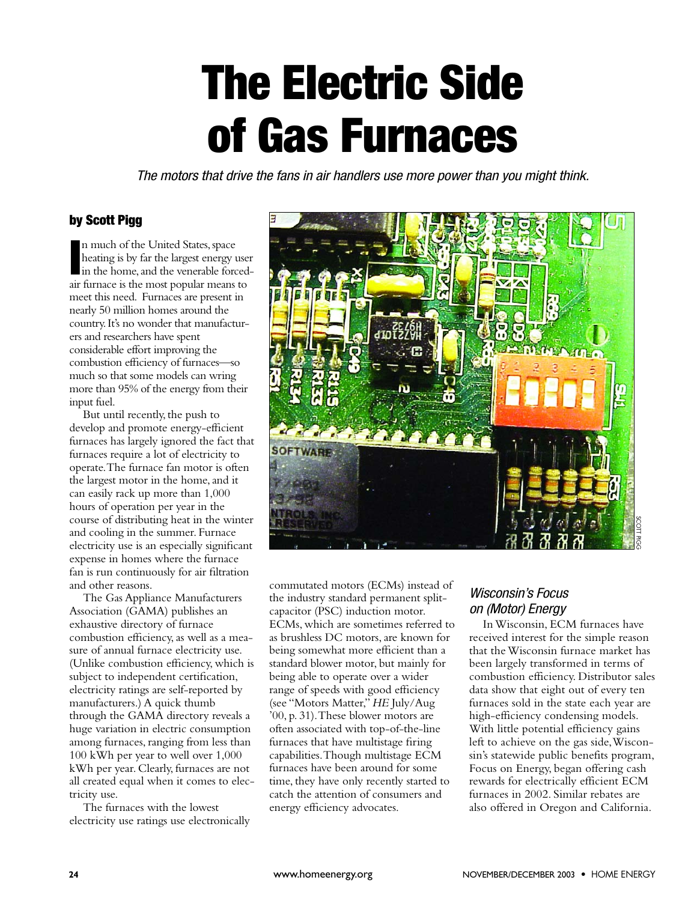# The Electric Side of Gas Furnaces

*The motors that drive the fans in air handlers use more power than you might think.*

**by Scott Pigg**

In much of the United States, space heating is by far the largest energy user in the home, and the venerable forced-air furnace is the most popular means to meet this need. Furnaces are present in nearly 50 million homes around the country. It's no wonder that manufacturers and researchers have spent considerable effort improving the combustion efficiency of furnaces—so much so that some models can wring more than 95% of the energy from their input fuel.

But until recently, the push to develop and promote energy-efficient furnaces has largely ignored the fact that furnaces require a lot of electricity to operate. The furnace fan motor is often the largest motor in the home, and it can easily rack up more than 1,000 hours of operation per year in the course of distributing heat in the winter and cooling in the summer. Furnace electricity use is an especially significant expense in homes where the furnace fan is run continuously for air filtration and other reasons.

The Gas Appliance Manufacturers Association (GAMA) publishes an exhaustive directory of furnace combustion efficiency, as well as a measure of annual furnace electricity use. (Unlike combustion efficiency, which is subject to independent certification, electricity ratings are self-reported by manufacturers.) A quick thumb through the GAMA directory reveals a huge variation in electric consumption among furnaces, ranging from less than 100 kWh per year to well over 1,000 kWh per year. Clearly, furnaces are not all created equal when it comes to electricity use.

The furnaces with the lowest electricity use ratings use electronically commutated motors (ECMs) instead of the industry standard permanent split-capacitor (PSC) induction motor. ECMs, which are sometimes referred to as brushless DC motors, are known for being somewhat more efficient than a standard blower motor, but mainly for being able to operate over a wider range of speeds with good efficiency (see "Motors Matter," *HE* July/Aug '00, p. 31). These blower motors are often associated with top-of-the-line furnaces that have multistage firing capabilities. Though multistage ECM furnaces have been around for some time, they have only recently started to catch the attention of consumers and energy efficiency advocates.

### *Wisconsin's Focus on (Motor) Energy*

In Wisconsin, ECM furnaces have received interest for the simple reason that the Wisconsin furnace market has been largely transformed in terms of combustion efficiency. Distributor sales data show that eight out of every ten furnaces sold in the state each year are high-efficiency condensing models. With little potential efficiency gains left to achieve on the gas side, Wisconsin's statewide public benefits program, Focus on Energy, began offering cash rewards for electrically efficient ECM furnaces in 2002. Similar rebates are also offered in Oregon and California.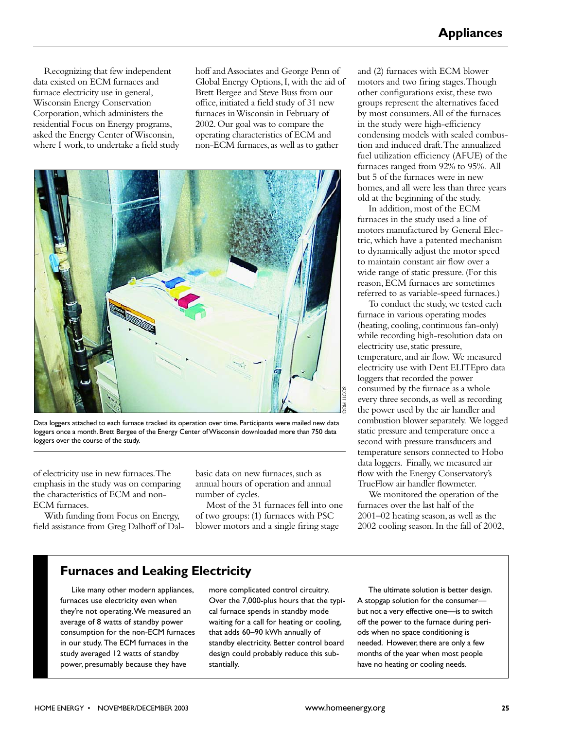Recognizing that few independent data existed on ECM furnaces and furnace electricity use in general, Wisconsin Energy Conservation Corporation, which administers the residential Focus on Energy programs, asked the Energy Center of Wisconsin, where I work, to undertake a field study of electricity use in new furnaces. The emphasis in the study was on comparing the characteristics of ECM and non-ECM furnaces.

With funding from Focus on Energy, field assistance from Greg Dalhoff of Dalhoff and Associates and George Penn of Global Energy Options, I, with the aid of Brett Bergee and Steve Buss from our office, initiated a field study of 31 new furnaces in Wisconsin in February of 2002. Our goal was to compare the operating characteristics of ECM and non-ECM furnaces, as well as to gather basic data on new furnaces, such as annual hours of operation and annual number of cycles.

Most of the 31 furnaces fell into one of two groups: (1) furnaces with PSC blower motors and a single firing stage and (2) furnaces with ECM blower motors and two firing stages. Though other configurations exist, these two groups represent the alternatives faced by most consumers. All of the furnaces in the study were high-efficiency condensing models with sealed combustion and induced draft. The annualized fuel utilization efficiency (AFUE) of the furnaces ranged from 92% to 95%. All but 5 of the furnaces were in new homes, and all were less than three years old at the beginning of the study.

In addition, most of the ECM furnaces in the study used a line of motors manufactured by General Electric, which have a patented mechanism to dynamically adjust the motor speed to maintain constant air flow over a wide range of static pressure. (For this reason, ECM furnaces are sometimes referred to as variable-speed furnaces.)

To conduct the study, we tested each furnace in various operating modes (heating, cooling, continuous fan-only) while recording high-resolution data on electricity use, static pressure, temperature, and air flow. We measured electricity use with Dent ELITEpro data loggers that recorded the power consumed by the furnace as a whole every three seconds, as well as recording the power used by the air handler and combustion blower separately. We logged static pressure and temperature once a second with pressure transducers and temperature sensors connected to Hobo data loggers. Finally, we measured air flow with the Energy Conservatory's TrueFlow air handler flowmeter.

We monitored the operation of the furnaces over the last half of the 2001–02 heating season, as well as the 2002 cooling season. In the fall of 2002,

SCOTT PIGG

Data loggers attached to each furnace tracked its operation over time. Participants were mailed new data loggers once a month. Brett Bergee of the Energy Center of Wisconsin downloaded more than 750 data loggers over the course of the study.

## Furnaces and Leaking Electricity

Like many other modern appliances, furnaces use electricity even when they're not operating. We measured an average of 8 watts of standby power consumption for the non-ECM furnaces in our study. The ECM furnaces in the study averaged 12 watts of standby power, presumably because they have more complicated control circuitry. Over the 7,000-plus hours that the typical furnace spends in standby mode waiting for a call for heating or cooling, that adds 60–90 kWh annually of standby electricity. Better control board design could probably reduce this substantially.

The ultimate solution is better design. A stopgap solution for the consumer—but not a very effective one—is to switch off the power to the furnace during periods when no space conditioning is needed. However, there are only a few months of the year when most people have no heating or cooling needs.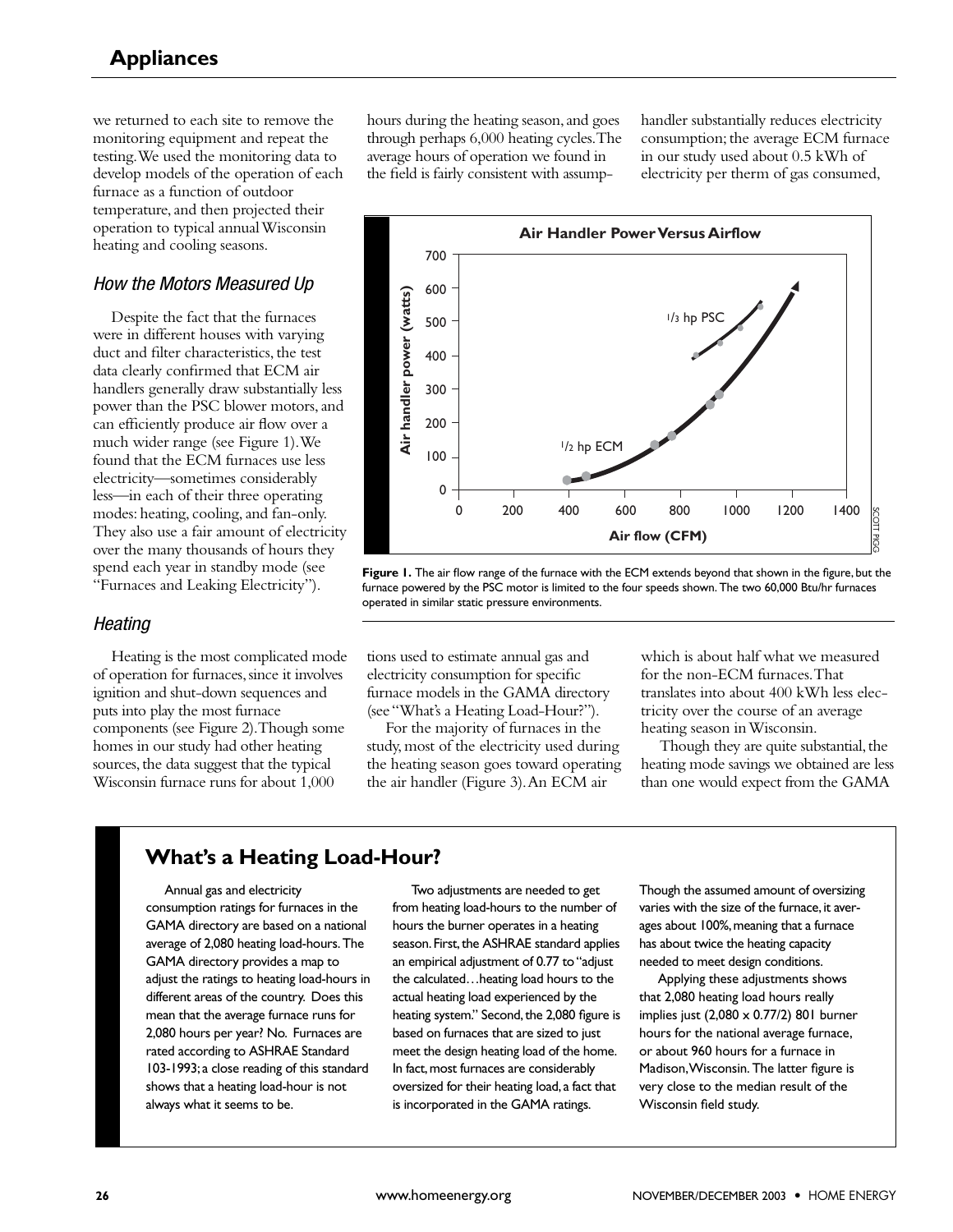we returned to each site to remove the monitoring equipment and repeat the testing. We used the monitoring data to develop models of the operation of each furnace as a function of outdoor temperature, and then projected their operation to typical annual Wisconsin heating and cooling seasons.

### *How the Motors Measured Up*

Despite the fact that the furnaces were in different houses with varying duct and filter characteristics, the test data clearly confirmed that ECM air handlers generally draw substantially less power than the PSC blower motors, and can efficiently produce air flow over a much wider range (see Figure 1). We found that the ECM furnaces use less electricity—sometimes considerably less—in each of their three operating modes: heating, cooling, and fan-only. They also use a fair amount of electricity over the many thousands of hours they spend each year in standby mode (see "Furnaces and Leaking Electricity").

### *Heating*

Heating is the most complicated mode of operation for furnaces, since it involves ignition and shut-down sequences and puts into play the most furnace components (see Figure 2). Though some homes in our study had other heating sources, the data suggest that the typical Wisconsin furnace runs for about 1,000 hours during the heating season, and goes through perhaps 6,000 heating cycles. The average hours of operation we found in the field is fairly consistent with assumptions used to estimate annual gas and electricity consumption for specific furnace models in the GAMA directory (see "What's a Heating Load-Hour?").

For the majority of furnaces in the study, most of the electricity used during the heating season goes toward operating the air handler (Figure 3). An ECM air handler substantially reduces electricity consumption; the average ECM furnace in our study used about 0.5 kWh of electricity per therm of gas consumed, which is about half what we measured for the non-ECM furnaces. That translates into about 400 kWh less electricity over the course of an average heating season in Wisconsin.

Though they are quite substantial, the heating mode savings we obtained are less than one would expect from the GAMA

**Air Handler Power Versus Airflow**

**Figure 1.** The air flow range of the furnace with the ECM extends beyond that shown in the figure, but the furnace powered by the PSC motor is limited to the four speeds shown. The two 60,000 Btu/hr furnaces operated in similar static pressure environments.

## What's a Heating Load-Hour?

Annual gas and electricity consumption ratings for furnaces in the GAMA directory are based on a national average of 2,080 heating load-hours. The GAMA directory provides a map to adjust the ratings to heating load-hours in different areas of the country. Does this mean that the average furnace runs for 2,080 hours per year? No. Furnaces are rated according to ASHRAE Standard 103-1993; a close reading of this standard shows that a heating load-hour is not always what it seems to be.

Two adjustments are needed to get from heating load-hours to the number of hours the burner operates in a heating season. First, the ASHRAE standard applies an empirical adjustment of 0.77 to "adjust the calculated…heating load hours to the actual heating load experienced by the heating system." Second, the 2,080 figure is based on furnaces that are sized to just meet the design heating load of the home. In fact, most furnaces are considerably oversized for their heating load, a fact that is incorporated in the GAMA ratings. Though the assumed amount of oversizing varies with the size of the furnace, it averages about 100%, meaning that a furnace has about twice the heating capacity needed to meet design conditions.

Applying these adjustments shows that 2,080 heating load hours really implies just (2,080 x 0.77/2) 801 burner hours for the national average furnace, or about 960 hours for a furnace in Madison, Wisconsin. The latter figure is very close to the median result of the Wisconsin field study.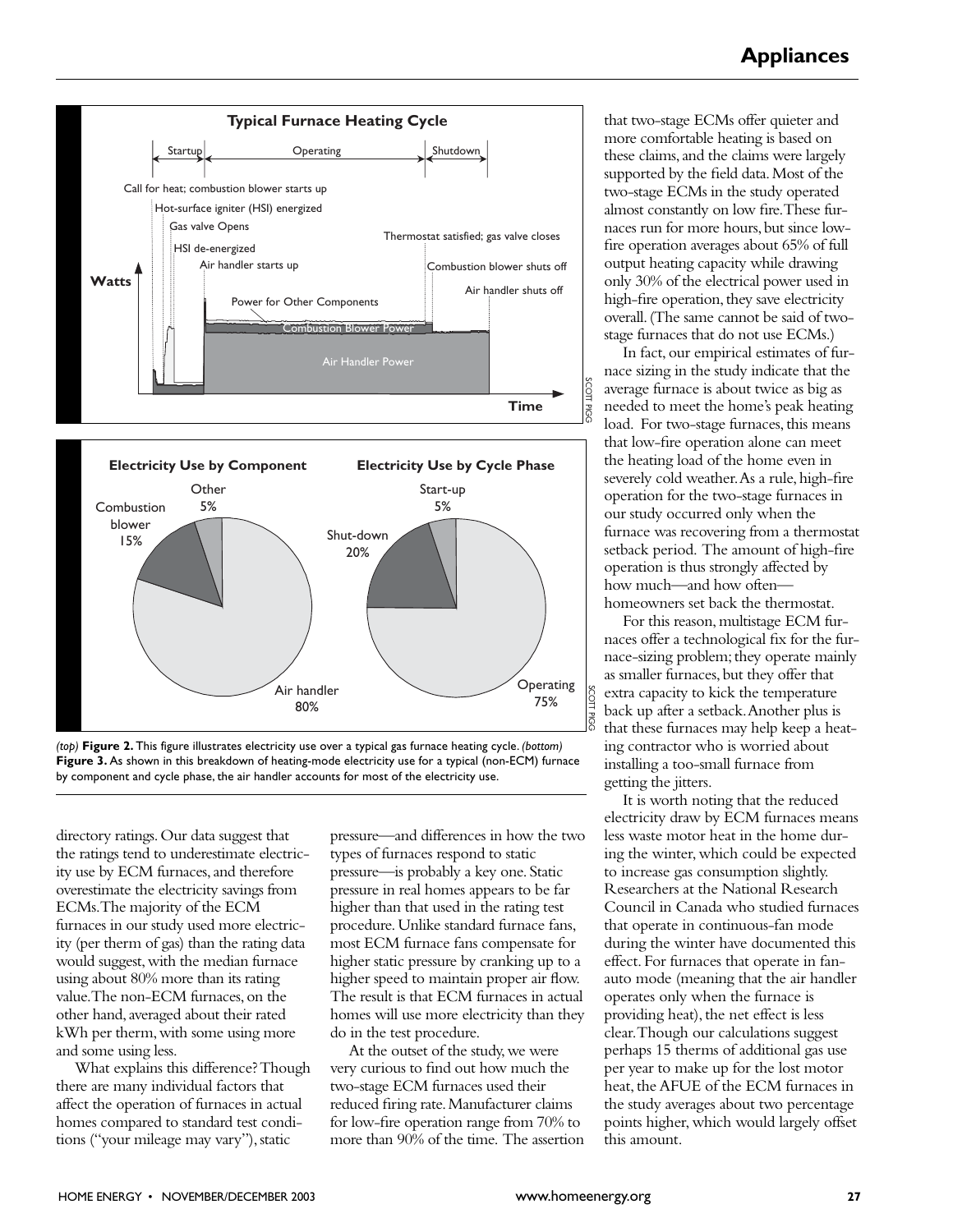**(top) Figure 2.** This figure illustrates electricity use over a typical gas furnace heating cycle. *(bottom)* **Figure 3.** As shown in this breakdown of heating-mode electricity use for a typical (non-ECM) furnace by component and cycle phase, the air handler accounts for most of the electricity use.

directory ratings. Our data suggest that the ratings tend to underestimate electricity use by ECM furnaces, and therefore overestimate the electricity savings from ECMs. The majority of the ECM furnaces in our study used more electricity (per therm of gas) than the rating data would suggest, with the median furnace using about 80% more than its rating value. The non-ECM furnaces, on the other hand, averaged about their rated kWh per therm, with some using more and some using less.

What explains this difference? Though there are many individual factors that affect the operation of furnaces in actual homes compared to standard test conditions ("your mileage may vary"), static pressure—and differences in how the two types of furnaces respond to static pressure—is probably a key one. Static pressure in real homes appears to be far higher than that used in the rating test procedure. Unlike standard furnace fans, most ECM furnace fans compensate for higher static pressure by cranking up to a higher speed to maintain proper air flow. The result is that ECM furnaces in actual homes will use more electricity than they do in the test procedure.

At the outset of the study, we were very curious to find out how much the two-stage ECM furnaces used their reduced firing rate. Manufacturer claims for low-fire operation range from 70% to more than 90% of the time. The assertion that two-stage ECMs offer quieter and more comfortable heating is based on these claims, and the claims were largely supported by the field data. Most of the two-stage ECMs in the study operated almost constantly on low fire. These furnaces run for more hours, but since low-fire operation averages about 65% of full output heating capacity while drawing only 30% of the electrical power used in high-fire operation, they save electricity overall. (The same cannot be said of two-stage furnaces that do not use ECMs.)

In fact, our empirical estimates of furnace sizing in the study indicate that the average furnace is about twice as big as needed to meet the home's peak heating load. For two-stage furnaces, this means that low-fire operation alone can meet the heating load of the home even in severely cold weather. As a rule, high-fire operation for the two-stage furnaces in our study occurred only when the furnace was recovering from a thermostat setback period. The amount of high-fire operation is thus strongly affected by how much—and how often—homeowners set back the thermostat.

For this reason, multistage ECM furnaces offer a technological fix for the furnace-sizing problem; they operate mainly as smaller furnaces, but they offer that extra capacity to kick the temperature back up after a setback. Another plus is that these furnaces may help keep a heating contractor who is worried about installing a too-small furnace from getting the jitters.

It is worth noting that the reduced electricity draw by ECM furnaces means less waste motor heat in the home during the winter, which could be expected to increase gas consumption slightly. Researchers at the National Research Council in Canada who studied furnaces that operate in continuous-fan mode during the winter have documented this effect. For furnaces that operate in fan-auto mode (meaning that the air handler operates only when the furnace is providing heat), the net effect is less clear. Though our calculations suggest perhaps 15 therms of additional gas use per year to make up for the lost motor heat, the AFUE of the ECM furnaces in the study averages about two percentage points higher, which would largely offset this amount.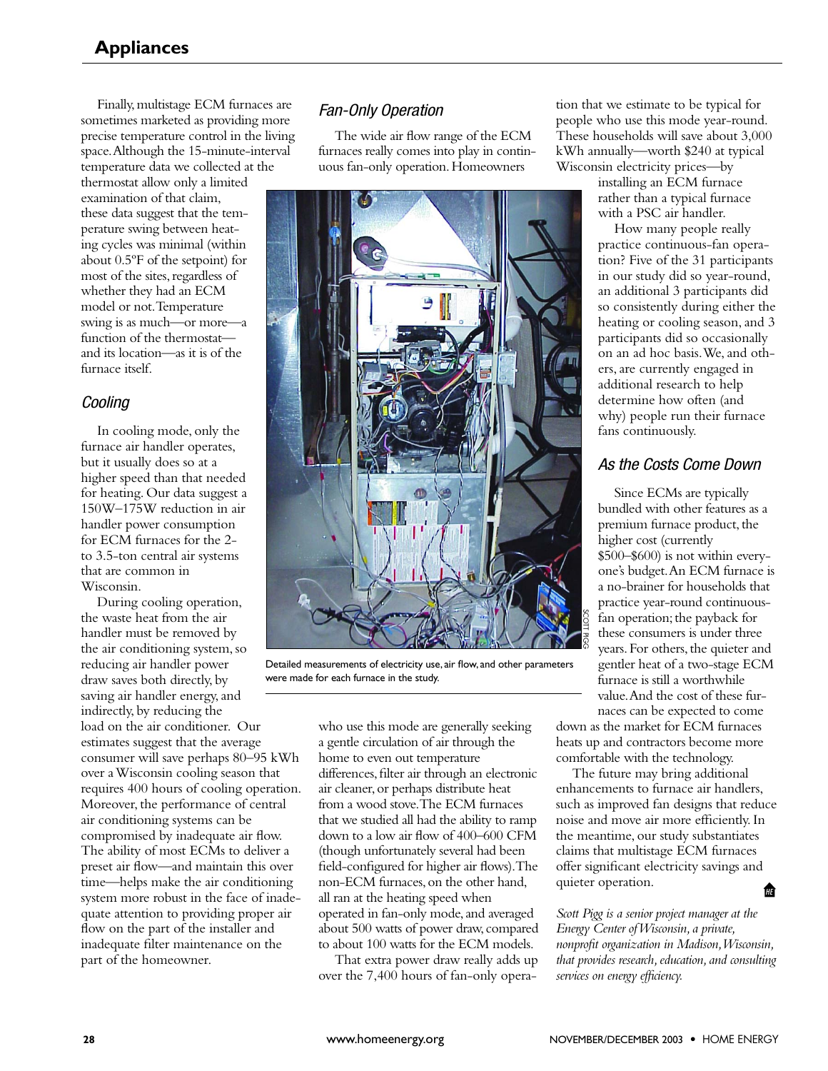Finally, multistage ECM furnaces are sometimes marketed as providing more precise temperature control in the living space. Although the 15-minute-interval temperature data we collected at the thermostat allow only a limited examination of that claim, these data suggest that the temperature swing between heating cycles was minimal (within about 0.5ºF of the setpoint) for most of the sites, regardless of whether they had an ECM model or not. Temperature swing is as much—or more—a function of the thermostat—and its location—as it is of the furnace itself.

## *Cooling*

In cooling mode, only the furnace air handler operates, but it usually does so at a higher speed than that needed for heating. Our data suggest a 150W–175W reduction in air handler power consumption for ECM furnaces for the 2- to 3.5-ton central air systems that are common in Wisconsin.

During cooling operation, the waste heat from the air handler must be removed by the air conditioning system, so reducing air handler power draw saves both directly, by saving air handler energy, and indirectly, by reducing the load on the air conditioner. Our estimates suggest that the average consumer will save perhaps 80–95 kWh over a Wisconsin cooling season that requires 400 hours of cooling operation. Moreover, the performance of central air conditioning systems can be compromised by inadequate air flow. The ability of most ECMs to deliver a preset air flow—and maintain this over time—helps make the air conditioning system more robust in the face of inadequate attention to providing proper air flow on the part of the installer and inadequate filter maintenance on the part of the homeowner.

## *Fan-Only Operation*

The wide air flow range of the ECM furnaces really comes into play in continuous fan-only operation. Homeowners who use this mode are generally seeking a gentle circulation of air through the home to even out temperature differences, filter air through an electronic air cleaner, or perhaps distribute heat from a wood stove. The ECM furnaces that we studied all had the ability to ramp down to a low air flow of 400–600 CFM (though unfortunately several had been field-configured for higher air flows). The non-ECM furnaces, on the other hand, all ran at the heating speed when operated in fan-only mode, and averaged about 500 watts of power draw, compared to about 100 watts for the ECM models.

Detailed measurements of electricity use, air flow, and other parameters were made for each furnace in the study.

That extra power draw really adds up over the 7,400 hours of fan-only operation that we estimate to be typical for people who use this mode year-round. These households will save about 3,000 kWh annually—worth $240 at typical Wisconsin electricity prices—by installing an ECM furnace rather than a typical furnace with a PSC air handler.

How many people really practice continuous-fan operation? Five of the 31 participants in our study did so year-round, an additional 3 participants did so consistently during either the heating or cooling season, and 3 participants did so occasionally on an ad hoc basis. We, and others, are currently engaged in additional research to help determine how often (and why) people run their furnace fans continuously.

## *As the Costs Come Down*

Since ECMs are typically bundled with other features as a premium furnace product, the higher cost (currently $500–$600) is not within everyone's budget. An ECM furnace is a no-brainer for households that practice year-round continuous-fan operation; the payback for these consumers is under three years. For others, the quieter and gentler heat of a two-stage ECM furnace is still a worthwhile value. And the cost of these furnaces can be expected to come down as the market for ECM furnaces heats up and contractors become more comfortable with the technology.

The future may bring additional enhancements to furnace air handlers, such as improved fan designs that reduce noise and move air more efficiently. In the meantime, our study substantiates claims that multistage ECM furnaces offer significant electricity savings and quieter operation.

*Scott Pigg is a senior project manager at the Energy Center of Wisconsin, a private, nonprofit organization in Madison, Wisconsin, that provides research, education, and consulting services on energy efficiency.*